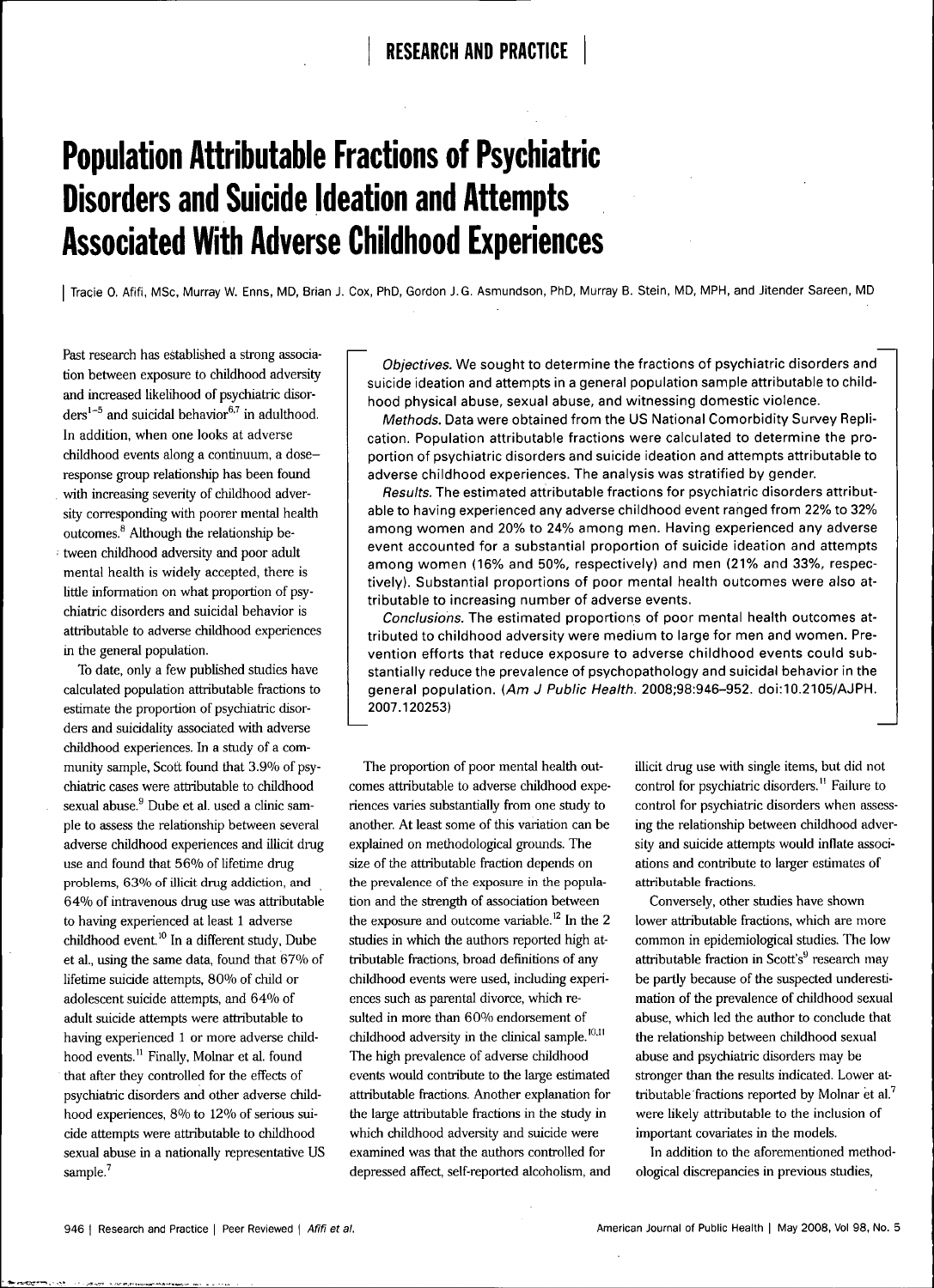# Population Attributable Fractions of Psychiatric Disorders and Suicide Ideation and Attempts Associated With Adverse Childhood Experiences

Tracie O. Afifi, MSc, Murray W. Enns, MD, Brian J. Cox, PhD, Gordon J.G. Asmundson, PhD, Murray B. Stein, MD, MPH, and Jitender Sareen, MD

*Objectives.* We sought to determine the fractions of psychiatric disorders and suicide ideation and attempts in a general population sample attributable to childhood physical abuse, sexual abuse, and witnessing domestic violence.

*Methods.* Data were obtained from the US National Comorbidity Survey Replication. Population attributable fractions were calculated to determine the proportion of psychiatric disorders and suicide ideation and attempts attributable to adverse childhood experiences. The analysis was stratified by gender.

*Results.* The estimated attributable fractions for psychiatric disorders attributable to having experienced any adverse childhood event ranged from 22% to 32% among women and 20% to 24% among men. Having experienced any adverse event accounted for a substantial proportion of suicide ideation and attempts among women (16% and 50%, respectively) and men (21% and 33%, respectively). Substantial proportions of poor mental health outcomes were also attributable to increasing number of adverse events.

*Conclusions.* The estimated proportions of poor mental health outcomes attributed to childhood adversity were medium to large for men and women. Prevention efforts that reduce exposure to adverse childhood events could substantially reduce the prevalence of psychopathology and suicidal behavior in the general population. (*Am J Public Health.* 2008;98:946–952. doi:10.2105/AJPH.2007.120253)

Past research has established a strong association between exposure to childhood adversity and increased likelihood of psychiatric disorders[1–5] and suicidal behavior[6,7] in adulthood. In addition, when one looks at adverse childhood events along a continuum, a dose–response group relationship has been found with increasing severity of childhood adversity corresponding with poorer mental health outcomes.[8] Although the relationship between childhood adversity and poor adult mental health is widely accepted, there is little information on what proportion of psychiatric disorders and suicidal behavior is attributable to adverse childhood experiences in the general population.

To date, only a few published studies have calculated population attributable fractions to estimate the proportion of psychiatric disorders and suicidality associated with adverse childhood experiences. In a study of a community sample, Scott found that 3.9% of psychiatric cases were attributable to childhood sexual abuse.[9] Dube et al. used a clinic sample to assess the relationship between several adverse childhood experiences and illicit drug use and found that 56% of lifetime drug problems, 63% of illicit drug addiction, and 64% of intravenous drug use was attributable to having experienced at least 1 adverse childhood event.[10] In a different study, Dube et al., using the same data, found that 67% of lifetime suicide attempts, 80% of child or adolescent suicide attempts, and 64% of adult suicide attempts were attributable to having experienced 1 or more adverse childhood events.[11] Finally, Molnar et al. found that after they controlled for the effects of psychiatric disorders and other adverse childhood experiences, 8% to 12% of serious suicide attempts were attributable to childhood sexual abuse in a nationally representative US sample.[7]

The proportion of poor mental health outcomes attributable to adverse childhood experiences varies substantially from one study to another. At least some of this variation can be explained on methodological grounds. The size of the attributable fraction depends on the prevalence of the exposure in the population and the strength of association between the exposure and outcome variable.[12] In the 2 studies in which the authors reported high attributable fractions, broad definitions of any childhood events were used, including experiences such as parental divorce, which resulted in more than 60% endorsement of childhood adversity in the clinical sample.[10,11] The high prevalence of adverse childhood events would contribute to the large estimated attributable fractions. Another explanation for the large attributable fractions in the study in which childhood adversity and suicide were examined was that the authors controlled for depressed affect, self-reported alcoholism, and illicit drug use with single items, but did not control for psychiatric disorders.[11] Failure to control for psychiatric disorders when assessing the relationship between childhood adversity and suicide attempts would inflate associations and contribute to larger estimates of attributable fractions.

Conversely, other studies have shown lower attributable fractions, which are more common in epidemiological studies. The low attributable fraction in Scott's[9] research may be partly because of the suspected underestimation of the prevalence of childhood sexual abuse, which led the author to conclude that the relationship between childhood sexual abuse and psychiatric disorders may be stronger than the results indicated. Lower attributable fractions reported by Molnar et al.[7] were likely attributable to the inclusion of important covariates in the models.

In addition to the aforementioned methodological discrepancies in previous studies,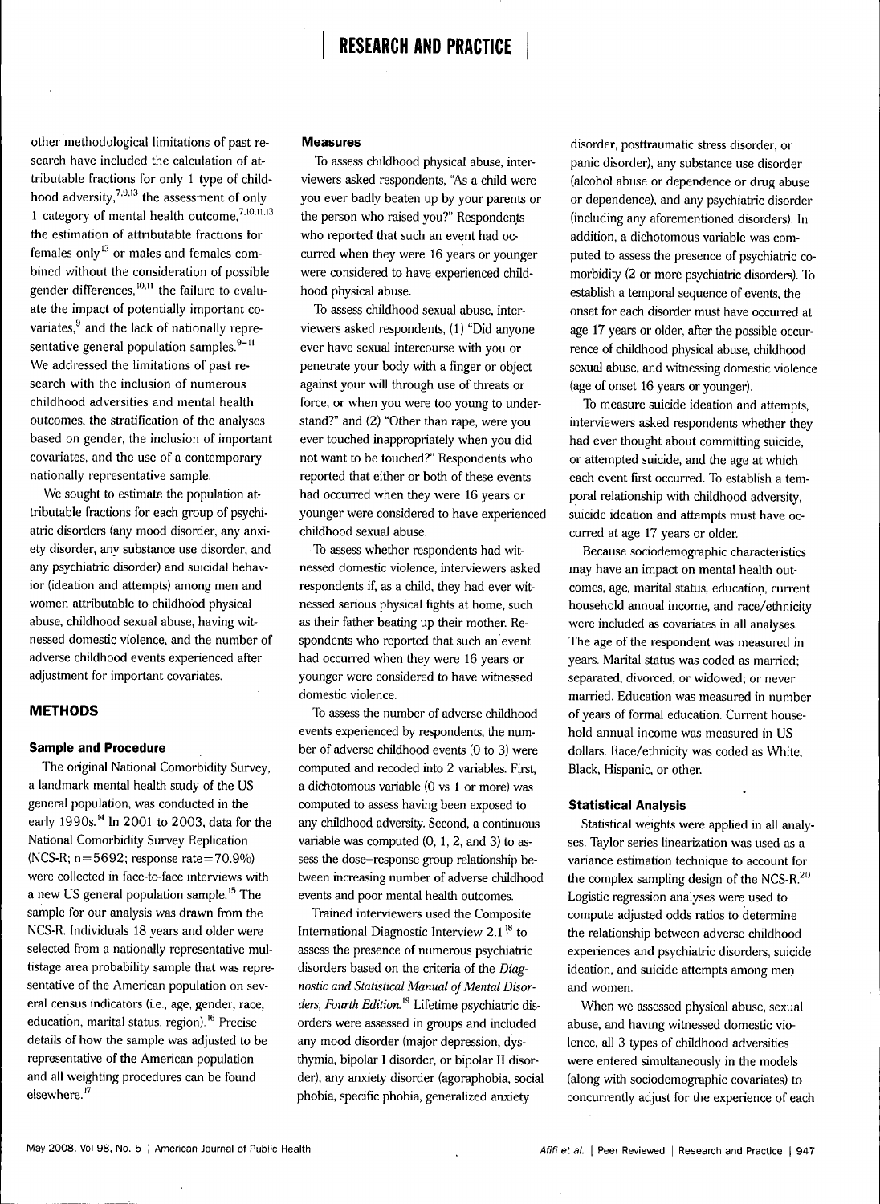other methodological limitations of past research have included the calculation of attributable fractions for only 1 type of childhood adversity,[7,9,13] the assessment of only 1 category of mental health outcome,[7,10,11,13] the estimation of attributable fractions for females only[13] or males and females combined without the consideration of possible gender differences,[10,11] the failure to evaluate the impact of potentially important covariates,[9] and the lack of nationally representative general population samples.[9–11] We addressed the limitations of past research with the inclusion of numerous childhood adversities and mental health outcomes, the stratification of the analyses based on gender, the inclusion of important covariates, and the use of a contemporary nationally representative sample.

We sought to estimate the population attributable fractions for each group of psychiatric disorders (any mood disorder, any anxiety disorder, any substance use disorder, and any psychiatric disorder) and suicidal behavior (ideation and attempts) among men and women attributable to childhood physical abuse, childhood sexual abuse, having witnessed domestic violence, and the number of adverse childhood events experienced after adjustment for important covariates.

## METHODS

### Sample and Procedure

The original National Comorbidity Survey, a landmark mental health study of the US general population, was conducted in the early 1990s.[14] In 2001 to 2003, data for the National Comorbidity Survey Replication (NCS-R; n=5692; response rate=70.9%) were collected in face-to-face interviews with a new US general population sample.[15] The sample for our analysis was drawn from the NCS-R. Individuals 18 years and older were selected from a nationally representative multistage area probability sample that was representative of the American population on several census indicators (i.e., age, gender, race, education, marital status, region).[16] Precise details of how the sample was adjusted to be representative of the American population and all weighting procedures can be found elsewhere.[17]

### Measures

To assess childhood physical abuse, interviewers asked respondents, "As a child were you ever badly beaten up by your parents or the person who raised you?" Respondents who reported that such an event had occurred when they were 16 years or younger were considered to have experienced childhood physical abuse.

To assess childhood sexual abuse, interviewers asked respondents, (1) "Did anyone ever have sexual intercourse with you or penetrate your body with a finger or object against your will through use of threats or force, or when you were too young to understand?" and (2) "Other than rape, were you ever touched inappropriately when you did not want to be touched?" Respondents who reported that either or both of these events had occurred when they were 16 years or younger were considered to have experienced childhood sexual abuse.

To assess whether respondents had witnessed domestic violence, interviewers asked respondents if, as a child, they had ever witnessed serious physical fights at home, such as their father beating up their mother. Respondents who reported that such an event had occurred when they were 16 years or younger were considered to have witnessed domestic violence.

To assess the number of adverse childhood events experienced by respondents, the number of adverse childhood events (0 to 3) were computed and recoded into 2 variables. First, a dichotomous variable (0 vs 1 or more) was computed to assess having been exposed to any childhood adversity. Second, a continuous variable was computed (0, 1, 2, and 3) to assess the dose–response group relationship between increasing number of adverse childhood events and poor mental health outcomes.

Trained interviewers used the Composite International Diagnostic Interview 2.1[18] to assess the presence of numerous psychiatric disorders based on the criteria of the *Diagnostic and Statistical Manual of Mental Disorders, Fourth Edition.*[19] Lifetime psychiatric disorders were assessed in groups and included any mood disorder (major depression, dysthymia, bipolar I disorder, or bipolar II disorder), any anxiety disorder (agoraphobia, social phobia, specific phobia, generalized anxiety disorder, posttraumatic stress disorder, or panic disorder), any substance use disorder (alcohol abuse or dependence or drug abuse or dependence), and any psychiatric disorder (including any aforementioned disorders). In addition, a dichotomous variable was computed to assess the presence of psychiatric comorbidity (2 or more psychiatric disorders). To establish a temporal sequence of events, the onset for each disorder must have occurred at age 17 years or older, after the possible occurrence of childhood physical abuse, childhood sexual abuse, and witnessing domestic violence (age of onset 16 years or younger).

To measure suicide ideation and attempts, interviewers asked respondents whether they had ever thought about committing suicide, or attempted suicide, and the age at which each event first occurred. To establish a temporal relationship with childhood adversity, suicide ideation and attempts must have occurred at age 17 years or older.

Because sociodemographic characteristics may have an impact on mental health outcomes, age, marital status, education, current household annual income, and race/ethnicity were included as covariates in all analyses. The age of the respondent was measured in years. Marital status was coded as married; separated, divorced, or widowed; or never married. Education was measured in number of years of formal education. Current household annual income was measured in US dollars. Race/ethnicity was coded as White, Black, Hispanic, or other.

### Statistical Analysis

Statistical weights were applied in all analyses. Taylor series linearization was used as a variance estimation technique to account for the complex sampling design of the NCS-R.[20] Logistic regression analyses were used to compute adjusted odds ratios to determine the relationship between adverse childhood experiences and psychiatric disorders, suicide ideation, and suicide attempts among men and women.

When we assessed physical abuse, sexual abuse, and having witnessed domestic violence, all 3 types of childhood adversities were entered simultaneously in the models (along with sociodemographic covariates) to concurrently adjust for the experience of each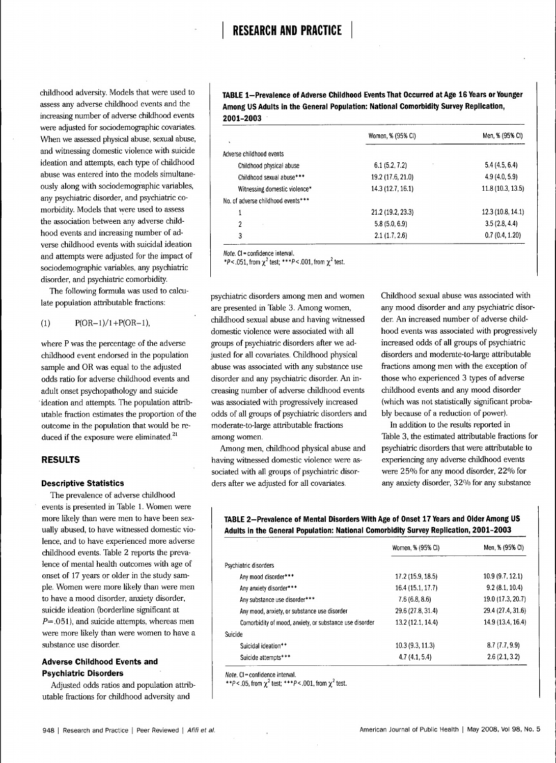childhood adversity. Models that were used to assess any adverse childhood events and the increasing number of adverse childhood events were adjusted for sociodemographic covariates. When we assessed physical abuse, sexual abuse, and witnessing domestic violence with suicide ideation and attempts, each type of childhood abuse was entered into the models simultaneously along with sociodemographic variables, any psychiatric disorder, and psychiatric comorbidity. Models that were used to assess the association between any adverse childhood events and increasing number of adverse childhood events with suicidal ideation and attempts were adjusted for the impact of sociodemographic variables, any psychiatric disorder, and psychiatric comorbidity.

The following formula was used to calculate population attributable fractions:

$$\text{(1)} \qquad P(OR-1)/1+P(OR-1),$$

where P was the percentage of the adverse childhood event endorsed in the population sample and OR was equal to the adjusted odds ratio for adverse childhood events and adult onset psychopathology and suicide ideation and attempts. The population attributable fraction estimates the proportion of the outcome in the population that would be reduced if the exposure were eliminated.[21]

## RESULTS

### Descriptive Statistics

The prevalence of adverse childhood events is presented in Table 1. Women were more likely than were men to have been sexually abused, to have witnessed domestic violence, and to have experienced more adverse childhood events. Table 2 reports the prevalence of mental health outcomes with age of onset of 17 years or older in the study sample. Women were more likely than were men to have a mood disorder, anxiety disorder, suicide ideation (borderline significant at $P = .051$), and suicide attempts, whereas men were more likely than were women to have a substance use disorder.

### Adverse Childhood Events and Psychiatric Disorders

Adjusted odds ratios and population attributable fractions for childhood adversity and psychiatric disorders among men and women are presented in Table 3. Among women, childhood sexual abuse and having witnessed domestic violence were associated with all groups of psychiatric disorders after we adjusted for all covariates. Childhood physical abuse was associated with any substance use disorder and any psychiatric disorder. An increasing number of adverse childhood events was associated with progressively increased odds of all groups of psychiatric disorders and moderate-to-large attributable fractions among women.

Among men, childhood physical abuse and having witnessed domestic violence were associated with all groups of psychiatric disorders after we adjusted for all covariates. Childhood sexual abuse was associated with any mood disorder and any psychiatric disorder. An increased number of adverse childhood events was associated with progressively increased odds of all groups of psychiatric disorders and moderate-to-large attributable fractions among men with the exception of those who experienced 3 types of adverse childhood events and any mood disorder (which was not statistically significant probably because of a reduction of power).

In addition to the results reported in Table 3, the estimated attributable fractions for psychiatric disorders that were attributable to experiencing any adverse childhood events were 25% for any mood disorder, 22% for any anxiety disorder, 32% for any substance

**TABLE 1—Prevalence of Adverse Childhood Events That Occurred at Age 16 Years or Younger Among US Adults in the General Population: National Comorbidity Survey Replication, 2001–2003**

| | Women, % (95% CI) | Men, % (95% CI) |
|---|---|---|
| Adverse childhood events | | |
| Childhood physical abuse | 6.1 (5.2, 7.2) | 5.4 (4.5, 6.4) |
| Childhood sexual abuse*** | 19.2 (17.6, 21.0) | 4.9 (4.0, 5.9) |
| Witnessing domestic violence* | 14.3 (12.7, 16.1) | 11.8 (10.3, 13.5) |
| No. of adverse childhood events*** | | |
| 1 | 21.2 (19.2, 23.3) | 12.3 (10.8, 14.1) |
| 2 | 5.8 (5.0, 6.9) | 3.5 (2.8, 4.4) |
| 3 | 2.1 (1.7, 2.6) | 0.7 (0.4, 1.20) |

*Note.* CI = confidence interval.
*$P < .051$, from $\chi^2$ test; ***$P < .001$, from $\chi^2$ test.

**TABLE 2—Prevalence of Mental Disorders With Age of Onset 17 Years and Older Among US Adults in the General Population: National Comorbidity Survey Replication, 2001–2003**

| | Women, % (95% CI) | Men, % (95% CI) |
|---|---|---|
| Psychiatric disorders | | |
| Any mood disorder*** | 17.2 (15.9, 18.5) | 10.9 (9.7, 12.1) |
| Any anxiety disorder*** | 16.4 (15.1, 17.7) | 9.2 (8.1, 10.4) |
| Any substance use disorder*** | 7.6 (6.8, 8.6) | 19.0 (17.3, 20.7) |
| Any mood, anxiety, or substance use disorder | 29.6 (27.8, 31.4) | 29.4 (27.4, 31.6) |
| Comorbidity of mood, anxiety, or substance use disorder | 13.2 (12.1, 14.4) | 14.9 (13.4, 16.4) |
| Suicide | | |
| Suicidal ideation** | 10.3 (9.3, 11.3) | 8.7 (7.7, 9.9) |
| Suicide attempts*** | 4.7 (4.1, 5.4) | 2.6 (2.1, 3.2) |

*Note.* CI = confidence interval.
**$P < .05$, from $\chi^2$ test; ***$P < .001$, from $\chi^2$ test.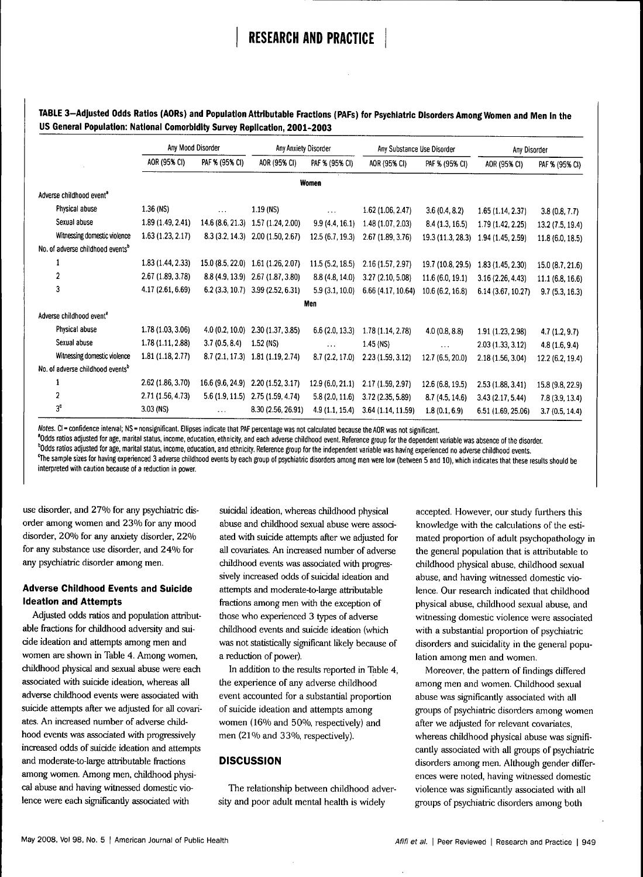**TABLE 3—Adjusted Odds Ratios (AORs) and Population Attributable Fractions (PAFs) for Psychiatric Disorders Among Women and Men in the US General Population: National Comorbidity Survey Replication, 2001–2003**

| | Any Mood Disorder | | Any Anxiety Disorder | | Any Substance Use Disorder | | Any Disorder | |
|---|---|---|---|---|---|---|---|---|
| | AOR (95% CI) | PAF % (95% CI) | AOR (95% CI) | PAF % (95% CI) | AOR (95% CI) | PAF % (95% CI) | AOR (95% CI) | PAF % (95% CI) |
| **Women** | | | | | | | | |
| Adverse childhood event[a] | | | | | | | | |
| Physical abuse | 1.36 (NS) | ... | 1.19 (NS) | ... | 1.62 (1.06, 2.47) | 3.6 (0.4, 8.2) | 1.65 (1.14, 2.37) | 3.8 (0.8, 7.7) |
| Sexual abuse | 1.89 (1.49, 2.41) | 14.6 (8.6, 21.3) | 1.57 (1.24, 2.00) | 9.9 (4.4, 16.1) | 1.48 (1.07, 2.03) | 8.4 (1.3, 16.5) | 1.79 (1.42, 2.25) | 13.2 (7.5, 19.4) |
| Witnessing domestic violence | 1.63 (1.23, 2.17) | 8.3 (3.2, 14.3) | 2.00 (1.50, 2.67) | 12.5 (6.7, 19.3) | 2.67 (1.89, 3.76) | 19.3 (11.3, 28.3) | 1.94 (1.45, 2.59) | 11.8 (6.0, 18.5) |
| No. of adverse childhood events[b] | | | | | | | | |
| 1 | 1.83 (1.44, 2.33) | 15.0 (8.5, 22.0) | 1.61 (1.26, 2.07) | 11.5 (5.2, 18.5) | 2.16 (1.57, 2.97) | 19.7 (10.8, 29.5) | 1.83 (1.45, 2.30) | 15.0 (8.7, 21.6) |
| 2 | 2.67 (1.89, 3.78) | 8.8 (4.9, 13.9) | 2.67 (1.87, 3.80) | 8.8 (4.8, 14.0) | 3.27 (2.10, 5.08) | 11.6 (6.0, 19.1) | 3.16 (2.26, 4.43) | 11.1 (6.8, 16.6) |
| 3 | 4.17 (2.61, 6.69) | 6.2 (3.3, 10.7) | 3.99 (2.52, 6.31) | 5.9 (3.1, 10.0) | 6.66 (4.17, 10.64) | 10.6 (6.2, 16.8) | 6.14 (3.67, 10.27) | 9.7 (5.3, 16.3) |
| **Men** | | | | | | | | |
| Adverse childhood event[a] | | | | | | | | |
| Physical abuse | 1.78 (1.03, 3.06) | 4.0 (0.2, 10.0) | 2.30 (1.37, 3.85) | 6.6 (2.0, 13.3) | 1.78 (1.14, 2.78) | 4.0 (0.8, 8.8) | 1.91 (1.23, 2.98) | 4.7 (1.2, 9.7) |
| Sexual abuse | 1.78 (1.11, 2.88) | 3.7 (0.5, 8.4) | 1.52 (NS) | ... | 1.45 (NS) | ... | 2.03 (1.33, 3.12) | 4.8 (1.6, 9.4) |
| Witnessing domestic violence | 1.81 (1.18, 2.77) | 8.7 (2.1, 17.3) | 1.81 (1.19, 2.74) | 8.7 (2.2, 17.0) | 2.23 (1.59, 3.12) | 12.7 (6.5, 20.0) | 2.18 (1.56, 3.04) | 12.2 (6.2, 19.4) |
| No. of adverse childhood events[b] | | | | | | | | |
| 1 | 2.62 (1.86, 3.70) | 16.6 (9.6, 24.9) | 2.20 (1.52, 3.17) | 12.9 (6.0, 21.1) | 2.17 (1.59, 2.97) | 12.6 (6.8, 19.5) | 2.53 (1.88, 3.41) | 15.8 (9.8, 22.9) |
| 2 | 2.71 (1.56, 4.73) | 5.6 (1.9, 11.5) | 2.75 (1.59, 4.74) | 5.8 (2.0, 11.6) | 3.72 (2.35, 5.89) | 8.7 (4.5, 14.6) | 3.43 (2.17, 5.44) | 7.8 (3.9, 13.4) |
| 3[c] | 3.03 (NS) | ... | 8.30 (2.56, 26.91) | 4.9 (1.1, 15.4) | 3.64 (1.14, 11.59) | 1.8 (0.1, 6.9) | 6.51 (1.69, 25.06) | 3.7 (0.5, 14.4) |

*Notes.* CI = confidence interval; NS = nonsignificant. Ellipses indicate that PAF percentage was not calculated because the AOR was not significant.
[a]Odds ratios adjusted for age, marital status, income, education, ethnicity, and each adverse childhood event. Reference group for the dependent variable was absence of the disorder.
[b]Odds ratios adjusted for age, marital status, income, education, and ethnicity. Reference group for the independent variable was having experienced no adverse childhood events.
[c]The sample sizes for having experienced 3 adverse childhood events by each group of psychiatric disorders among men were low (between 5 and 10), which indicates that these results should be interpreted with caution because of a reduction in power.

use disorder, and 27% for any psychiatric disorder among women and 23% for any mood disorder, 20% for any anxiety disorder, 22% for any substance use disorder, and 24% for any psychiatric disorder among men.

### Adverse Childhood Events and Suicide Ideation and Attempts

Adjusted odds ratios and population attributable fractions for childhood adversity and suicide ideation and attempts among men and women are shown in Table 4. Among women, childhood physical and sexual abuse were each associated with suicide ideation, whereas all adverse childhood events were associated with suicide attempts after we adjusted for all covariates. An increased number of adverse childhood events was associated with progressively increased odds of suicide ideation and attempts and moderate-to-large attributable fractions among women. Among men, childhood physical abuse and having witnessed domestic violence were each significantly associated with suicidal ideation, whereas childhood physical abuse and childhood sexual abuse were associated with suicide attempts after we adjusted for all covariates. An increased number of adverse childhood events was associated with progressively increased odds of suicidal ideation and attempts and moderate-to-large attributable fractions among men with the exception of those who experienced 3 types of adverse childhood events and suicide ideation (which was not statistically significant likely because of a reduction of power).

In addition to the results reported in Table 4, the experience of any adverse childhood event accounted for a substantial proportion of suicide ideation and attempts among women (16% and 50%, respectively) and men (21% and 33%, respectively).

## DISCUSSION

The relationship between childhood adversity and poor adult mental health is widely accepted. However, our study furthers this knowledge with the calculations of the estimated proportion of adult psychopathology in the general population that is attributable to childhood physical abuse, childhood sexual abuse, and having witnessed domestic violence. Our research indicated that childhood physical abuse, childhood sexual abuse, and witnessing domestic violence were associated with a substantial proportion of psychiatric disorders and suicidality in the general population among men and women.

Moreover, the pattern of findings differed among men and women. Childhood sexual abuse was significantly associated with all groups of psychiatric disorders among women after we adjusted for relevant covariates, whereas childhood physical abuse was significantly associated with all groups of psychiatric disorders among men. Although gender differences were noted, having witnessed domestic violence was significantly associated with all groups of psychiatric disorders among both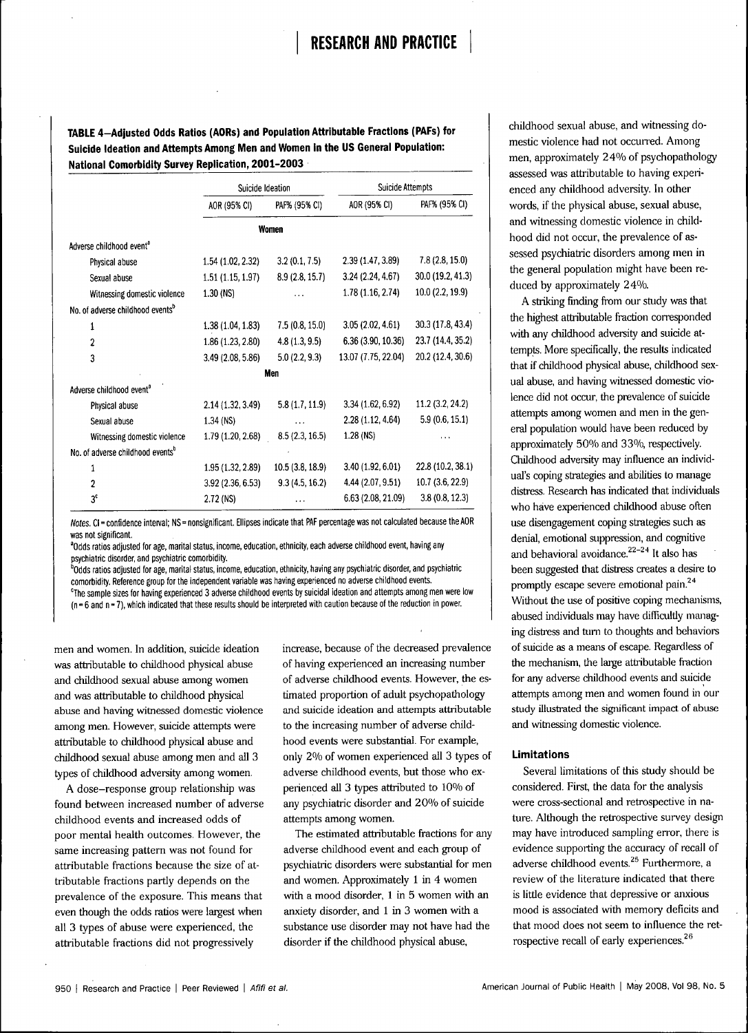**TABLE 4—Adjusted Odds Ratios (AORs) and Population Attributable Fractions (PAFs) for Suicide Ideation and Attempts Among Men and Women in the US General Population: National Comorbidity Survey Replication, 2001–2003**

| | Suicide Ideation | | Suicide Attempts | |
|---|---|---|---|---|
| | AOR (95% CI) | PAF% (95% CI) | AOR (95% CI) | PAF% (95% CI) |
| **Women** | | | | |
| Adverse childhood event[a] | | | | |
| Physical abuse | 1.54 (1.02, 2.32) | 3.2 (0.1, 7.5) | 2.39 (1.47, 3.89) | 7.8 (2.8, 15.0) |
| Sexual abuse | 1.51 (1.15, 1.97) | 8.9 (2.8, 15.7) | 3.24 (2.24, 4.67) | 30.0 (19.2, 41.3) |
| Witnessing domestic violence | 1.30 (NS) | ... | 1.78 (1.16, 2.74) | 10.0 (2.2, 19.9) |
| No. of adverse childhood events[b] | | | | |
| 1 | 1.38 (1.04, 1.83) | 7.5 (0.8, 15.0) | 3.05 (2.02, 4.61) | 30.3 (17.8, 43.4) |
| 2 | 1.86 (1.23, 2.80) | 4.8 (1.3, 9.5) | 6.36 (3.90, 10.36) | 23.7 (14.4, 35.2) |
| 3 | 3.49 (2.08, 5.86) | 5.0 (2.2, 9.3) | 13.07 (7.75, 22.04) | 20.2 (12.4, 30.6) |
| **Men** | | | | |
| Adverse childhood event[a] | | | | |
| Physical abuse | 2.14 (1.32, 3.49) | 5.8 (1.7, 11.9) | 3.34 (1.62, 6.92) | 11.2 (3.2, 24.2) |
| Sexual abuse | 1.34 (NS) | ... | 2.28 (1.12, 4.64) | 5.9 (0.6, 15.1) |
| Witnessing domestic violence | 1.79 (1.20, 2.68) | 8.5 (2.3, 16.5) | 1.28 (NS) | ... |
| No. of adverse childhood events[b] | | | | |
| 1 | 1.95 (1.32, 2.89) | 10.5 (3.8, 18.9) | 3.40 (1.92, 6.01) | 22.8 (10.2, 38.1) |
| 2 | 3.92 (2.36, 6.53) | 9.3 (4.5, 16.2) | 4.44 (2.07, 9.51) | 10.7 (3.6, 22.9) |
| 3[c] | 2.72 (NS) | ... | 6.63 (2.08, 21.09) | 3.8 (0.8, 12.3) |

*Notes.* CI = confidence interval; NS = nonsignificant. Ellipses indicate that PAF percentage was not calculated because the AOR was not significant.
[a]Odds ratios adjusted for age, marital status, income, education, ethnicity, each adverse childhood event, having any psychiatric disorder, and psychiatric comorbidity.
[b]Odds ratios adjusted for age, marital status, income, education, ethnicity, having any psychiatric disorder, and psychiatric comorbidity. Reference group for the independent variable was having experienced no adverse childhood events.
[c]The sample sizes for having experienced 3 adverse childhood events by suicidal ideation and attempts among men were low (n = 6 and n = 7), which indicated that these results should be interpreted with caution because of the reduction in power.

men and women. In addition, suicide ideation was attributable to childhood physical abuse and childhood sexual abuse among women and was attributable to childhood physical abuse and having witnessed domestic violence among men. However, suicide attempts were attributable to childhood physical abuse and childhood sexual abuse among men and all 3 types of childhood adversity among women.

A dose–response group relationship was found between increased number of adverse childhood events and increased odds of poor mental health outcomes. However, the same increasing pattern was not found for attributable fractions because the size of attributable fractions partly depends on the prevalence of the exposure. This means that even though the odds ratios were largest when all 3 types of abuse were experienced, the attributable fractions did not progressively increase, because of the decreased prevalence of having experienced an increasing number of adverse childhood events. However, the estimated proportion of adult psychopathology and suicide ideation and attempts attributable to the increasing number of adverse childhood events were substantial. For example, only 2% of women experienced all 3 types of adverse childhood events, but those who experienced all 3 types attributed to 10% of any psychiatric disorder and 20% of suicide attempts among women.

The estimated attributable fractions for any adverse childhood event and each group of psychiatric disorders were substantial for men and women. Approximately 1 in 4 women with a mood disorder, 1 in 5 women with an anxiety disorder, and 1 in 3 women with a substance use disorder may not have had the disorder if the childhood physical abuse, childhood sexual abuse, and witnessing domestic violence had not occurred. Among men, approximately 24% of psychopathology assessed was attributable to having experienced any childhood adversity. In other words, if the physical abuse, sexual abuse, and witnessing domestic violence in childhood did not occur, the prevalence of assessed psychiatric disorders among men in the general population might have been reduced by approximately 24%.

A striking finding from our study was that the highest attributable fraction corresponded with any childhood adversity and suicide attempts. More specifically, the results indicated that if childhood physical abuse, childhood sexual abuse, and having witnessed domestic violence did not occur, the prevalence of suicide attempts among women and men in the general population would have been reduced by approximately 50% and 33%, respectively. Childhood adversity may influence an individual's coping strategies and abilities to manage distress. Research has indicated that individuals who have experienced childhood abuse often use disengagement coping strategies such as denial, emotional suppression, and cognitive and behavioral avoidance.[22–24] It also has been suggested that distress creates a desire to promptly escape severe emotional pain.[24] Without the use of positive coping mechanisms, abused individuals may have difficultly managing distress and turn to thoughts and behaviors of suicide as a means of escape. Regardless of the mechanism, the large attributable fraction for any adverse childhood events and suicide attempts among men and women found in our study illustrated the significant impact of abuse and witnessing domestic violence.

### Limitations

Several limitations of this study should be considered. First, the data for the analysis were cross-sectional and retrospective in nature. Although the retrospective survey design may have introduced sampling error, there is evidence supporting the accuracy of recall of adverse childhood events.[25] Furthermore, a review of the literature indicated that there is little evidence that depressive or anxious mood is associated with memory deficits and that mood does not seem to influence the retrospective recall of early experiences.[26]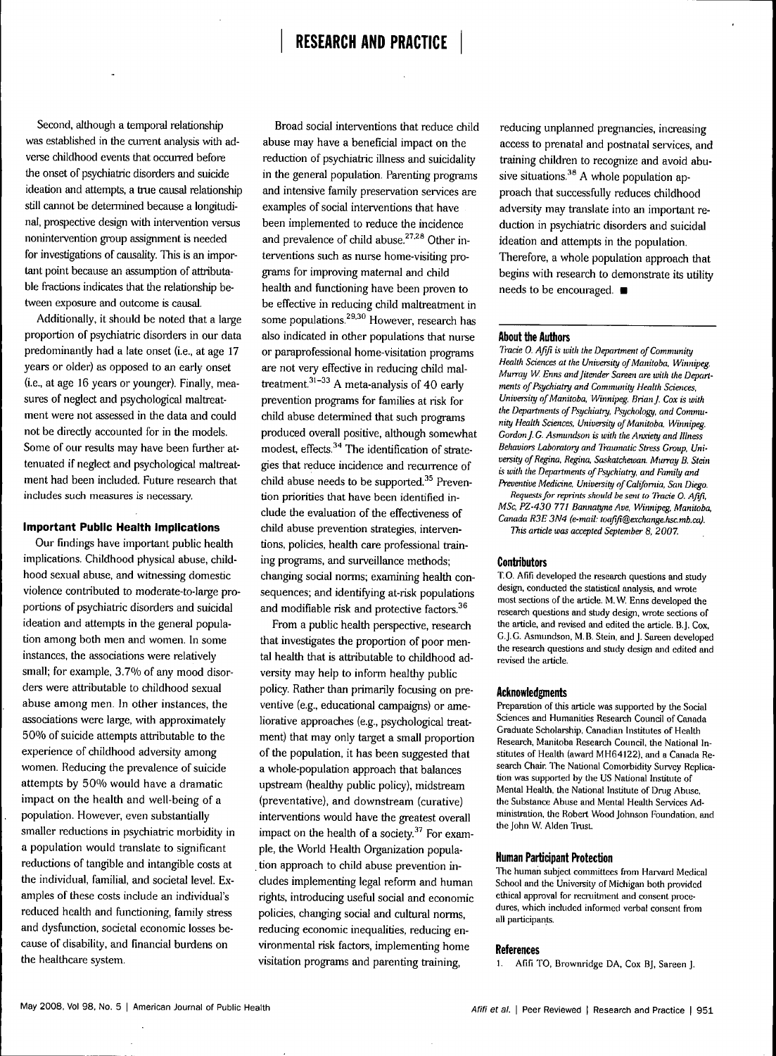Second, although a temporal relationship was established in the current analysis with adverse childhood events that occurred before the onset of psychiatric disorders and suicide ideation and attempts, a true causal relationship still cannot be determined because a longitudinal, prospective design with intervention versus nonintervention group assignment is needed for investigations of causality. This is an important point because an assumption of attributable fractions indicates that the relationship between exposure and outcome is causal.

Additionally, it should be noted that a large proportion of psychiatric disorders in our data predominantly had a late onset (i.e., at age 17 years or older) as opposed to an early onset (i.e., at age 16 years or younger). Finally, measures of neglect and psychological maltreatment were not assessed in the data and could not be directly accounted for in the models. Some of our results may have been further attenuated if neglect and psychological maltreatment had been included. Future research that includes such measures is necessary.

### Important Public Health Implications

Our findings have important public health implications. Childhood physical abuse, childhood sexual abuse, and witnessing domestic violence contributed to moderate-to-large proportions of psychiatric disorders and suicidal ideation and attempts in the general population among both men and women. In some instances, the associations were relatively small; for example, 3.7% of any mood disorders were attributable to childhood sexual abuse among men. In other instances, the associations were large, with approximately 50% of suicide attempts attributable to the experience of childhood adversity among women. Reducing the prevalence of suicide attempts by 50% would have a dramatic impact on the health and well-being of a population. However, even substantially smaller reductions in psychiatric morbidity in a population would translate to significant reductions of tangible and intangible costs at the individual, familial, and societal level. Examples of these costs include an individual's reduced health and functioning, family stress and dysfunction, societal economic losses because of disability, and financial burdens on the healthcare system.

Broad social interventions that reduce child abuse may have a beneficial impact on the reduction of psychiatric illness and suicidality in the general population. Parenting programs and intensive family preservation services are examples of social interventions that have been implemented to reduce the incidence and prevalence of child abuse.[27,28] Other interventions such as nurse home-visiting programs for improving maternal and child health and functioning have been proven to be effective in reducing child maltreatment in some populations.[29,30] However, research has also indicated in other populations that nurse or paraprofessional home-visitation programs are not very effective in reducing child maltreatment.[31–33] A meta-analysis of 40 early prevention programs for families at risk for child abuse determined that such programs produced overall positive, although somewhat modest, effects.[34] The identification of strategies that reduce incidence and recurrence of child abuse needs to be supported.[35] Prevention priorities that have been identified include the evaluation of the effectiveness of child abuse prevention strategies, interventions, policies, health care professional training programs, and surveillance methods; changing social norms; examining health consequences; and identifying at-risk populations and modifiable risk and protective factors.[36]

From a public health perspective, research that investigates the proportion of poor mental health that is attributable to childhood adversity may help to inform healthy public policy. Rather than primarily focusing on preventive (e.g., educational campaigns) or ameliorative approaches (e.g., psychological treatment) that may only target a small proportion of the population, it has been suggested that a whole-population approach that balances upstream (healthy public policy), midstream (preventative), and downstream (curative) interventions would have the greatest overall impact on the health of a society.[37] For example, the World Health Organization population approach to child abuse prevention includes implementing legal reform and human rights, introducing useful social and economic policies, changing social and cultural norms, reducing economic inequalities, reducing environmental risk factors, implementing home visitation programs and parenting training, reducing unplanned pregnancies, increasing access to prenatal and postnatal services, and training children to recognize and avoid abusive situations.[38] A whole population approach that successfully reduces childhood adversity may translate into an important reduction in psychiatric disorders and suicidal ideation and attempts in the population. Therefore, a whole population approach that begins with research to demonstrate its utility needs to be encouraged. ■

### About the Authors

*Tracie O. Afifi is with the Department of Community Health Sciences at the University of Manitoba, Winnipeg. Murray W. Enns and Jitender Sareen are with the Departments of Psychiatry and Community Health Sciences, University of Manitoba, Winnipeg. Brian J. Cox is with the Departments of Psychiatry, Psychology, and Community Health Sciences, University of Manitoba, Winnipeg. Gordon J. G. Asmundson is with the Anxiety and Illness Behaviors Laboratory and Traumatic Stress Group, University of Regina, Regina, Saskatchewan. Murray B. Stein is with the Departments of Psychiatry and Family and Preventive Medicine, University of California, San Diego.*

*Requests for reprints should be sent to Tracie O. Afifi, MSc, PZ-430 771 Bannatyne Ave, Winnipeg, Manitoba, Canada R3E 3N4 (e-mail: toafifi@exchange.hsc.mb.ca).*

*This article was accepted September 8, 2007.*

### Contributors

T.O. Afifi developed the research questions and study design, conducted the statistical analysis, and wrote most sections of the article. M.W. Enns developed the research questions and study design, wrote sections of the article, and revised and edited the article. B.J. Cox, G.J.G. Asmundson, M.B. Stein, and J. Sareen developed the research questions and study design and edited and revised the article.

### Acknowledgments

Preparation of this article was supported by the Social Sciences and Humanities Research Council of Canada Graduate Scholarship, Canadian Institutes of Health Research, Manitoba Research Council, the National Institutes of Health (award MH64122), and a Canada Research Chair. The National Comorbidity Survey Replication was supported by the US National Institute of Mental Health, the National Institute of Drug Abuse, the Substance Abuse and Mental Health Services Administration, the Robert Wood Johnson Foundation, and the John W. Alden Trust.

### Human Participant Protection

The human subject committees from Harvard Medical School and the University of Michigan both provided ethical approval for recruitment and consent procedures, which included informed verbal consent from all participants.

### References

1. Afifi TO, Brownridge DA, Cox BJ, Sareen J.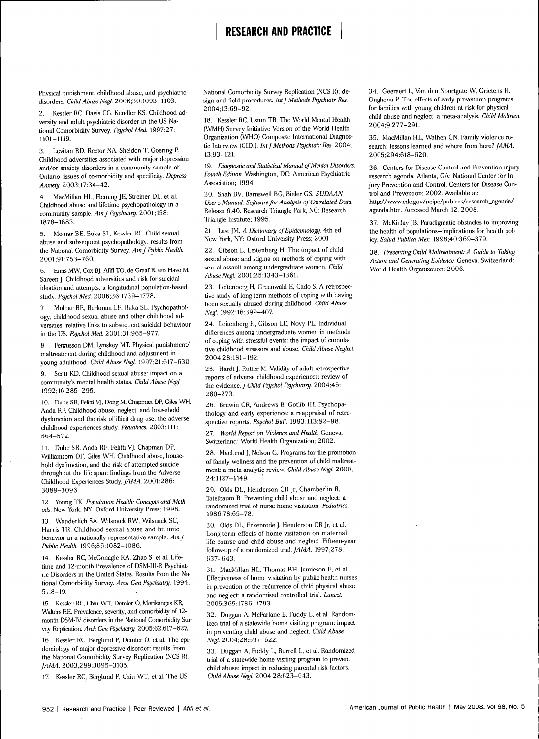Physical punishment, childhood abuse, and psychiatric disorders. *Child Abuse Negl.* 2006;30:1093–1103.

2. Kessler RC, Davis CG, Kendler KS. Childhood adversity and adult psychiatric disorder in the US National Comorbidity Survey. *Psychol Med.* 1997;27:1101–1119.

3. Levitan RD, Rector NA, Sheldon T, Goering P. Childhood adversities associated with major depression and/or anxiety disorders in a community sample of Ontario: issues of co-morbidity and specificity. *Depress Anxiety.* 2003;17:34–42.

4. MacMillan HL, Fleming JE, Streiner DL, et al. Childhood abuse and lifetime psychopathology in a community sample. *Am J Psychiatry.* 2001;158:1878–1883.

5. Molnar BE, Buka SL, Kessler RC. Child sexual abuse and subsequent psychopathology: results from the National Comorbidity Survey. *Am J Public Health.* 2001;91:753–760.

6. Enns MW, Cox BJ, Afifi TO, de Graaf R, ten Have M, Sareen J. Childhood adversities and risk for suicidal ideation and attempts: a longitudinal population-based study. *Psychol Med.* 2006;36:1769–1778.

7. Molnar BE, Berkman LF, Buka SL. Psychopathology, childhood sexual abuse and other childhood adversities: relative links to subsequent suicidal behaviour in the US. *Psychol Med.* 2001;31:965–977.

8. Fergusson DM, Lynskey MT. Physical punishment/maltreatment during childhood and adjustment in young adulthood. *Child Abuse Negl.* 1997;21:617–630.

9. Scott KD. Childhood sexual abuse: impact on a community's mental health status. *Child Abuse Negl.* 1992;16:285–295.

10. Dube SR, Felitti VJ, Dong M, Chapman DP, Giles WH, Anda RF. Childhood abuse, neglect, and household dysfunction and the risk of illicit drug use: the adverse childhood experiences study. *Pediatrics.* 2003;111:564–572.

11. Dube SR, Anda RF, Felitti VJ, Chapman DP, Williamson DF, Giles WH. Childhood abuse, household dysfunction, and the risk of attempted suicide throughout the life span: findings from the Adverse Childhood Experiences Study. *JAMA.* 2001;286:3089–3096.

12. Young TK. *Population Health: Concepts and Methods.* New York, NY: Oxford University Press; 1998.

13. Wonderlich SA, Wilsnack RW, Wilsnack SC, Harris TR. Childhood sexual abuse and bulimic behavior in a nationally representative sample. *Am J Public Health.* 1996;86:1082–1086.

14. Kessler RC, McGonagle KA, Zhao S, et al. Lifetime and 12-month Prevalence of DSM-III-R Psychiatric Disorders in the United States. Results from the National Comorbidity Survey. *Arch Gen Psychiatry.* 1994;51:8–19.

15. Kessler RC, Chiu WT, Demler O, Merikangas KR, Walters EE. Prevalence, severity, and comorbidity of 12-month DSM-IV disorders in the National Comorbidity Survey Replication. *Arch Gen Psychiatry.* 2005;62:617–627.

16. Kessler RC, Berglund P, Demler O, et al. The epidemiology of major depressive disorder: results from the National Comorbidity Survey Replication (NCS-R). *JAMA.* 2003;289:3095–3105.

17. Kessler RC, Berglund P, Chiu WT, et al. The US National Comorbidity Survey Replication (NCS-R): design and field procedures. *Int J Methods Psychiatr Res.* 2004;13:69–92.

18. Kessler RC, Ustun TB. The World Mental Health (WMH) Survey Initiative Version of the World Health Organization (WHO) Composite International Diagnostic Interview (CIDI). *Int J Methods Psychiatr Res.* 2004;13:93–121.

19. *Diagnostic and Statistical Manual of Mental Disorders, Fourth Edition.* Washington, DC: American Psychiatric Association; 1994.

20. Shah BV, Barnswell BG, Bieler GS. *SUDAAN User's Manual: Software for Analysis of Correlated Data.* Release 6.40. Research Triangle Park, NC: Research Triangle Institute; 1995.

21. Last JM. *A Dictionary of Epidemiology.* 4th ed. New York, NY: Oxford University Press; 2001.

22. Gibson L, Leitenberg H. The impact of child sexual abuse and stigma on methods of coping with sexual assault among undergraduate women. *Child Abuse Negl.* 2001;25:1343–1361.

23. Leitenberg H, Greenwald E, Cado S. A retrospective study of long-term methods of coping with having been sexually abused during childhood. *Child Abuse Negl.* 1992;16:399–407.

24. Leitenberg H, Gibson LE, Novy PL. Individual differences among undergraduate women in methods of coping with stressful events: the impact of cumulative childhood stressors and abuse. *Child Abuse Neglect.* 2004;28:181–192.

25. Hardt J, Rutter M. Validity of adult retrospective reports of adverse childhood experiences: review of the evidence. *J Child Psychol Psychiatry.* 2004;45:260–273.

26. Brewin CR, Andrews B, Gotlib IH. Psychopathology and early experience: a reappraisal of retrospective reports. *Psychol Bull.* 1993;113:82–98.

27. *World Report on Violence and Health.* Geneva, Switzerland: World Health Organization; 2002.

28. MacLeod J, Nelson G. Programs for the promotion of family wellness and the prevention of child maltreatment: a meta-analytic review. *Child Abuse Negl.* 2000;24:1127–1149.

29. Olds DL, Henderson CR Jr, Chamberlin R, Tatelbaum R. Preventing child abuse and neglect: a randomized trial of nurse home visitation. *Pediatrics.* 1986;78:65–78.

30. Olds DL, Eckenrode J, Henderson CR Jr, et al. Long-term effects of home visitation on maternal life course and child abuse and neglect. Fifteen-year follow-up of a randomized trial. *JAMA.* 1997;278:637–643.

31. MacMillan HL, Thomas BH, Jamieson E, et al. Effectiveness of home visitation by public-health nurses in prevention of the recurrence of child physical abuse and neglect: a randomised controlled trial. *Lancet.* 2005;365:1786–1793.

32. Duggan A, McFarlane E, Fuddy L, et al. Randomized trial of a statewide home visiting program: impact in preventing child abuse and neglect. *Child Abuse Negl.* 2004;28:597–622.

33. Duggan A, Fuddy L, Burrell L, et al. Randomized trial of a statewide home visiting program to prevent child abuse: impact in reducing parental risk factors. *Child Abuse Negl.* 2004;28:623–643.

34. Geeraert L, Van den Noortgate W, Grietens H, Onghena P. The effects of early prevention programs for families with young children at risk for physical child abuse and neglect: a meta-analysis. *Child Maltreat.* 2004;9:277–291.

35. MacMillan HL, Wathen CN. Family violence research: lessons learned and where from here? *JAMA.* 2005;294:618–620.

36. Centers for Disease Control and Prevention injury research agenda. Atlanta, GA: National Center for Injury Prevention and Control, Centers for Disease Control and Prevention; 2002. Available at: http://www.cdc.gov/ncipc/pub-res/research_agenda/agenda.htm. Accessed March 12, 2008.

37. McKinlay JB. Paradigmatic obstacles to improving the health of populations–implications for health policy. *Salud Publica Mex.* 1998;40:369–379.

38. *Preventing Child Maltreatment: A Guide to Taking Action and Generating Evidence.* Geneva, Switzerland: World Health Organization; 2006.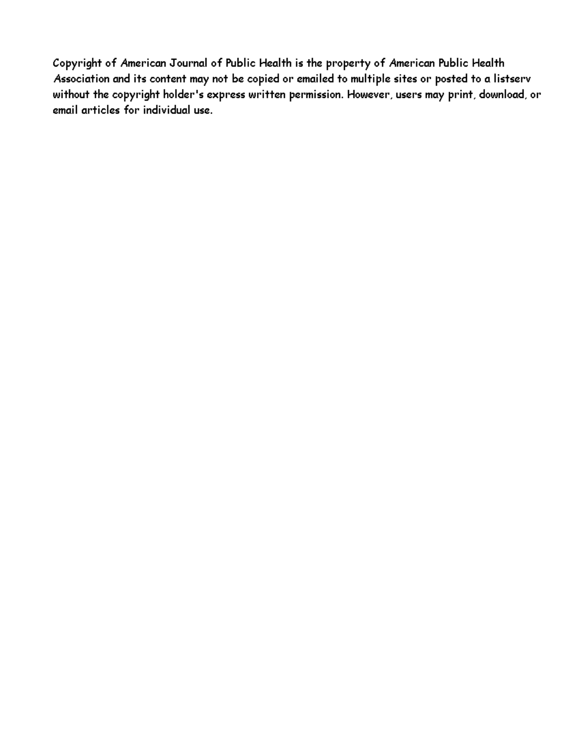Copyright of American Journal of Public Health is the property of American Public Health Association and its content may not be copied or emailed to multiple sites or posted to a listserv without the copyright holder's express written permission. However, users may print, download, or email articles for individual use.